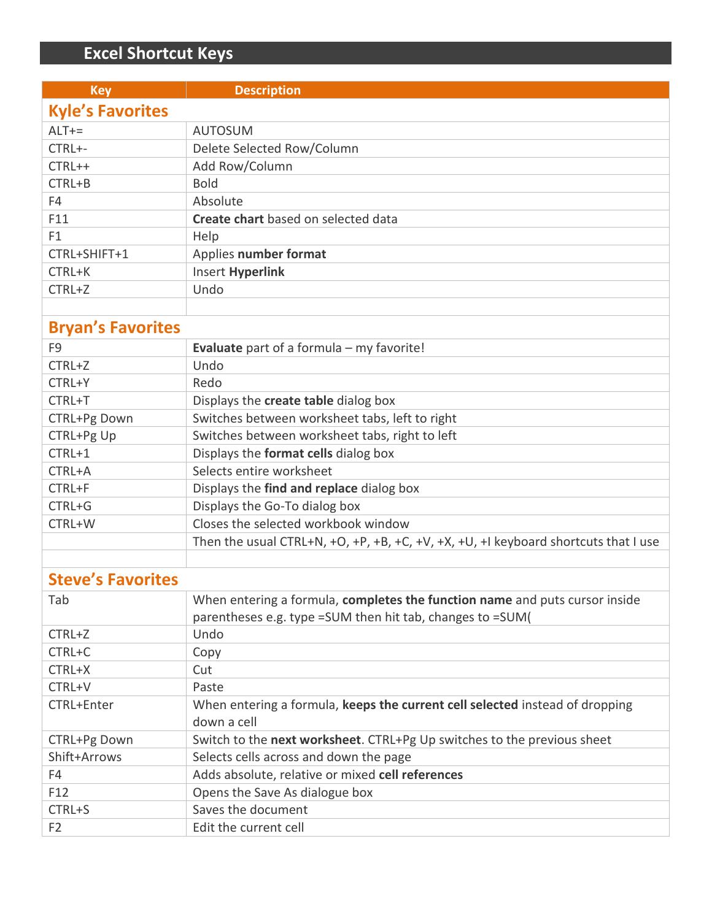# Excel Shortcut Keys

| Key | Description |
| --- | --- |
| **Kyle's Favorites** | |
| ALT+= | AUTOSUM |
| CTRL+- | Delete Selected Row/Column |
| CTRL++ | Add Row/Column |
| CTRL+B | Bold |
| F4 | Absolute |
| F11 | **Create chart** based on selected data |
| F1 | Help |
| CTRL+SHIFT+1 | Applies **number format** |
| CTRL+K | Insert **Hyperlink** |
| CTRL+Z | Undo |
| | |
| **Bryan's Favorites** | |
| F9 | **Evaluate** part of a formula – my favorite! |
| CTRL+Z | Undo |
| CTRL+Y | Redo |
| CTRL+T | Displays the **create table** dialog box |
| CTRL+Pg Down | Switches between worksheet tabs, left to right |
| CTRL+Pg Up | Switches between worksheet tabs, right to left |
| CTRL+1 | Displays the **format cells** dialog box |
| CTRL+A | Selects entire worksheet |
| CTRL+F | Displays the **find and replace** dialog box |
| CTRL+G | Displays the Go-To dialog box |
| CTRL+W | Closes the selected workbook window |
| | Then the usual CTRL+N, +O, +P, +B, +C, +V, +X, +U, +I keyboard shortcuts that I use |
| | |
| **Steve's Favorites** | |
| Tab | When entering a formula, **completes the function name** and puts cursor inside parentheses e.g. type =SUM then hit tab, changes to =SUM( |
| CTRL+Z | Undo |
| CTRL+C | Copy |
| CTRL+X | Cut |
| CTRL+V | Paste |
| CTRL+Enter | When entering a formula, **keeps the current cell selected** instead of dropping down a cell |
| CTRL+Pg Down | Switch to the **next worksheet**. CTRL+Pg Up switches to the previous sheet |
| Shift+Arrows | Selects cells across and down the page |
| F4 | Adds absolute, relative or mixed **cell references** |
| F12 | Opens the Save As dialogue box |
| CTRL+S | Saves the document |
| F2 | Edit the current cell |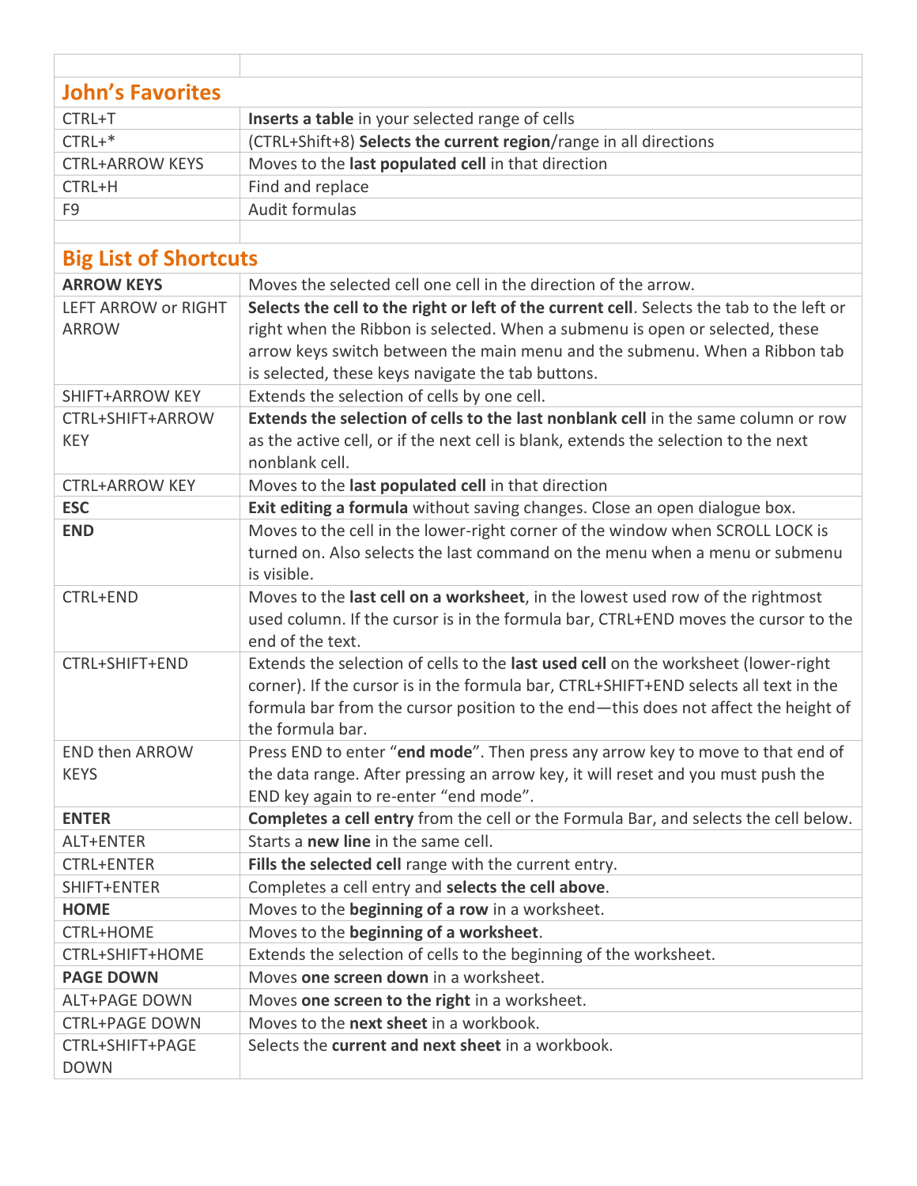## John's Favorites

| | |
|---|---|
| CTRL+T | **Inserts a table** in your selected range of cells |
| CTRL+* | (CTRL+Shift+8) **Selects the current region**/range in all directions |
| CTRL+ARROW KEYS | Moves to the **last populated cell** in that direction |
| CTRL+H | Find and replace |
| F9 | Audit formulas |

## Big List of Shortcuts

| | |
|---|---|
| **ARROW KEYS** | Moves the selected cell one cell in the direction of the arrow. |
| LEFT ARROW or RIGHT ARROW | **Selects the cell to the right or left of the current cell**. Selects the tab to the left or right when the Ribbon is selected. When a submenu is open or selected, these arrow keys switch between the main menu and the submenu. When a Ribbon tab is selected, these keys navigate the tab buttons. |
| SHIFT+ARROW KEY | Extends the selection of cells by one cell. |
| CTRL+SHIFT+ARROW KEY | **Extends the selection of cells to the last nonblank cell** in the same column or row as the active cell, or if the next cell is blank, extends the selection to the next nonblank cell. |
| CTRL+ARROW KEY | Moves to the **last populated cell** in that direction |
| **ESC** | **Exit editing a formula** without saving changes. Close an open dialogue box. |
| **END** | Moves to the cell in the lower-right corner of the window when SCROLL LOCK is turned on. Also selects the last command on the menu when a menu or submenu is visible. |
| CTRL+END | Moves to the **last cell on a worksheet**, in the lowest used row of the rightmost used column. If the cursor is in the formula bar, CTRL+END moves the cursor to the end of the text. |
| CTRL+SHIFT+END | Extends the selection of cells to the **last used cell** on the worksheet (lower-right corner). If the cursor is in the formula bar, CTRL+SHIFT+END selects all text in the formula bar from the cursor position to the end—this does not affect the height of the formula bar. |
| END then ARROW KEYS | Press END to enter "**end mode**". Then press any arrow key to move to that end of the data range. After pressing an arrow key, it will reset and you must push the END key again to re-enter "end mode". |
| **ENTER** | **Completes a cell entry** from the cell or the Formula Bar, and selects the cell below. |
| ALT+ENTER | Starts a **new line** in the same cell. |
| CTRL+ENTER | **Fills the selected cell** range with the current entry. |
| SHIFT+ENTER | Completes a cell entry and **selects the cell above**. |
| **HOME** | Moves to the **beginning of a row** in a worksheet. |
| CTRL+HOME | Moves to the **beginning of a worksheet**. |
| CTRL+SHIFT+HOME | Extends the selection of cells to the beginning of the worksheet. |
| **PAGE DOWN** | Moves **one screen down** in a worksheet. |
| ALT+PAGE DOWN | Moves **one screen to the right** in a worksheet. |
| CTRL+PAGE DOWN | Moves to the **next sheet** in a workbook. |
| CTRL+SHIFT+PAGE DOWN | Selects the **current and next sheet** in a workbook. |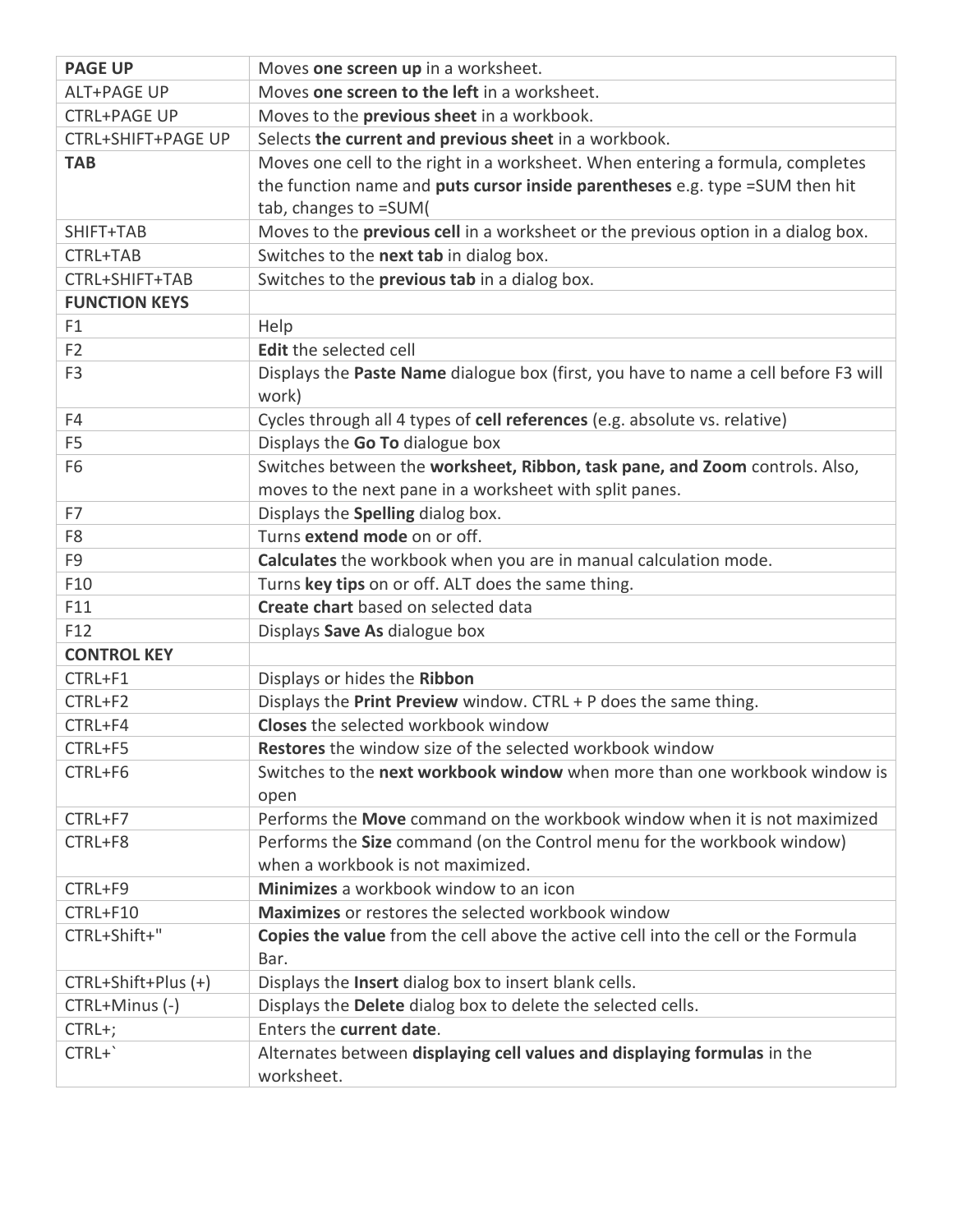| **PAGE UP** | Moves **one screen up** in a worksheet. |
|---|---|
| ALT+PAGE UP | Moves **one screen to the left** in a worksheet. |
| CTRL+PAGE UP | Moves to the **previous sheet** in a workbook. |
| CTRL+SHIFT+PAGE UP | Selects **the current and previous sheet** in a workbook. |
| **TAB** | Moves one cell to the right in a worksheet. When entering a formula, completes the function name and **puts cursor inside parentheses** e.g. type =SUM then hit tab, changes to =SUM( |
| SHIFT+TAB | Moves to the **previous cell** in a worksheet or the previous option in a dialog box. |
| CTRL+TAB | Switches to the **next tab** in dialog box. |
| CTRL+SHIFT+TAB | Switches to the **previous tab** in a dialog box. |
| **FUNCTION KEYS** | |
| F1 | Help |
| F2 | **Edit** the selected cell |
| F3 | Displays the **Paste Name** dialogue box (first, you have to name a cell before F3 will work) |
| F4 | Cycles through all 4 types of **cell references** (e.g. absolute vs. relative) |
| F5 | Displays the **Go To** dialogue box |
| F6 | Switches between the **worksheet, Ribbon, task pane, and Zoom** controls. Also, moves to the next pane in a worksheet with split panes. |
| F7 | Displays the **Spelling** dialog box. |
| F8 | Turns **extend mode** on or off. |
| F9 | **Calculates** the workbook when you are in manual calculation mode. |
| F10 | Turns **key tips** on or off. ALT does the same thing. |
| F11 | **Create chart** based on selected data |
| F12 | Displays **Save As** dialogue box |
| **CONTROL KEY** | |
| CTRL+F1 | Displays or hides the **Ribbon** |
| CTRL+F2 | Displays the **Print Preview** window. CTRL + P does the same thing. |
| CTRL+F4 | **Closes** the selected workbook window |
| CTRL+F5 | **Restores** the window size of the selected workbook window |
| CTRL+F6 | Switches to the **next workbook window** when more than one workbook window is open |
| CTRL+F7 | Performs the **Move** command on the workbook window when it is not maximized |
| CTRL+F8 | Performs the **Size** command (on the Control menu for the workbook window) when a workbook is not maximized. |
| CTRL+F9 | **Minimizes** a workbook window to an icon |
| CTRL+F10 | **Maximizes** or restores the selected workbook window |
| CTRL+Shift+" | **Copies the value** from the cell above the active cell into the cell or the Formula Bar. |
| CTRL+Shift+Plus (+) | Displays the **Insert** dialog box to insert blank cells. |
| CTRL+Minus (-) | Displays the **Delete** dialog box to delete the selected cells. |
| CTRL+; | Enters the **current date**. |
| CTRL+` | Alternates between **displaying cell values and displaying formulas** in the worksheet. |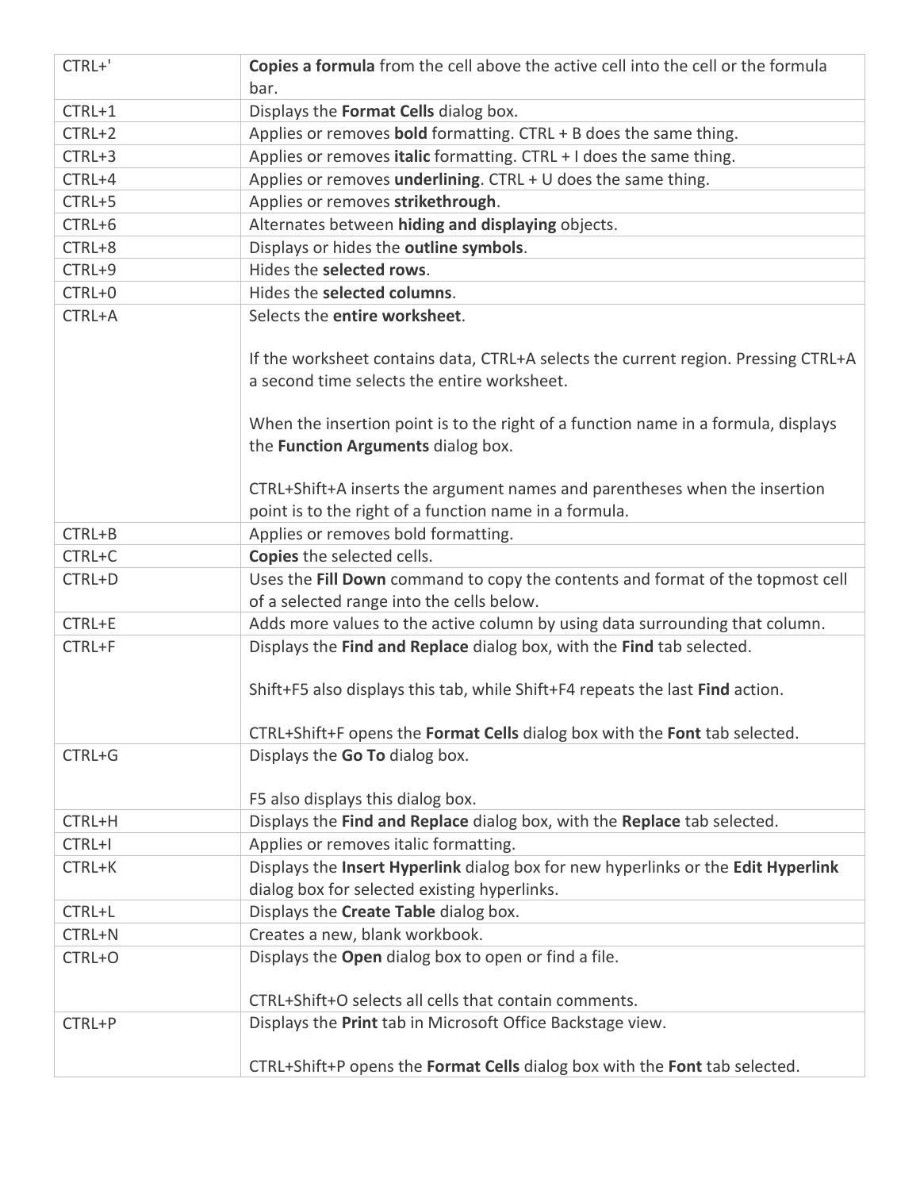| | |
|---|---|
| CTRL+' | **Copies a formula** from the cell above the active cell into the cell or the formula bar. |
| CTRL+1 | Displays the **Format Cells** dialog box. |
| CTRL+2 | Applies or removes **bold** formatting. CTRL + B does the same thing. |
| CTRL+3 | Applies or removes **italic** formatting. CTRL + I does the same thing. |
| CTRL+4 | Applies or removes **underlining**. CTRL + U does the same thing. |
| CTRL+5 | Applies or removes **strikethrough**. |
| CTRL+6 | Alternates between **hiding and displaying** objects. |
| CTRL+8 | Displays or hides the **outline symbols**. |
| CTRL+9 | Hides the **selected rows**. |
| CTRL+0 | Hides the **selected columns**. |
| CTRL+A | Selects the **entire worksheet**.<br><br>If the worksheet contains data, CTRL+A selects the current region. Pressing CTRL+A a second time selects the entire worksheet.<br><br>When the insertion point is to the right of a function name in a formula, displays the **Function Arguments** dialog box.<br><br>CTRL+Shift+A inserts the argument names and parentheses when the insertion point is to the right of a function name in a formula. |
| CTRL+B | Applies or removes bold formatting. |
| CTRL+C | **Copies** the selected cells. |
| CTRL+D | Uses the **Fill Down** command to copy the contents and format of the topmost cell of a selected range into the cells below. |
| CTRL+E | Adds more values to the active column by using data surrounding that column. |
| CTRL+F | Displays the **Find and Replace** dialog box, with the **Find** tab selected.<br><br>Shift+F5 also displays this tab, while Shift+F4 repeats the last **Find** action.<br><br>CTRL+Shift+F opens the **Format Cells** dialog box with the **Font** tab selected. |
| CTRL+G | Displays the **Go To** dialog box.<br><br>F5 also displays this dialog box. |
| CTRL+H | Displays the **Find and Replace** dialog box, with the **Replace** tab selected. |
| CTRL+I | Applies or removes italic formatting. |
| CTRL+K | Displays the **Insert Hyperlink** dialog box for new hyperlinks or the **Edit Hyperlink** dialog box for selected existing hyperlinks. |
| CTRL+L | Displays the **Create Table** dialog box. |
| CTRL+N | Creates a new, blank workbook. |
| CTRL+O | Displays the **Open** dialog box to open or find a file.<br><br>CTRL+Shift+O selects all cells that contain comments. |
| CTRL+P | Displays the **Print** tab in Microsoft Office Backstage view.<br><br>CTRL+Shift+P opens the **Format Cells** dialog box with the **Font** tab selected. |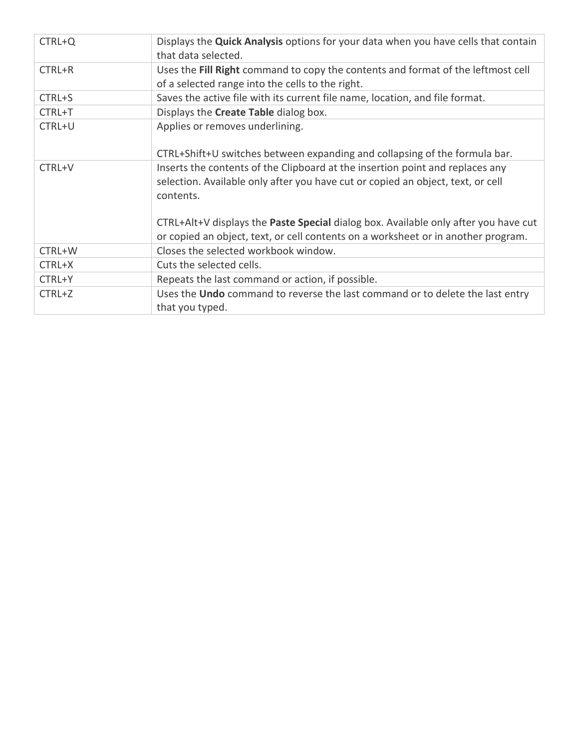| | |
|---|---|
| CTRL+Q | Displays the **Quick Analysis** options for your data when you have cells that contain that data selected. |
| CTRL+R | Uses the **Fill Right** command to copy the contents and format of the leftmost cell of a selected range into the cells to the right. |
| CTRL+S | Saves the active file with its current file name, location, and file format. |
| CTRL+T | Displays the **Create Table** dialog box. |
| CTRL+U | Applies or removes underlining.<br><br>CTRL+Shift+U switches between expanding and collapsing of the formula bar. |
| CTRL+V | Inserts the contents of the Clipboard at the insertion point and replaces any selection. Available only after you have cut or copied an object, text, or cell contents.<br><br>CTRL+Alt+V displays the **Paste Special** dialog box. Available only after you have cut or copied an object, text, or cell contents on a worksheet or in another program. |
| CTRL+W | Closes the selected workbook window. |
| CTRL+X | Cuts the selected cells. |
| CTRL+Y | Repeats the last command or action, if possible. |
| CTRL+Z | Uses the **Undo** command to reverse the last command or to delete the last entry that you typed. |